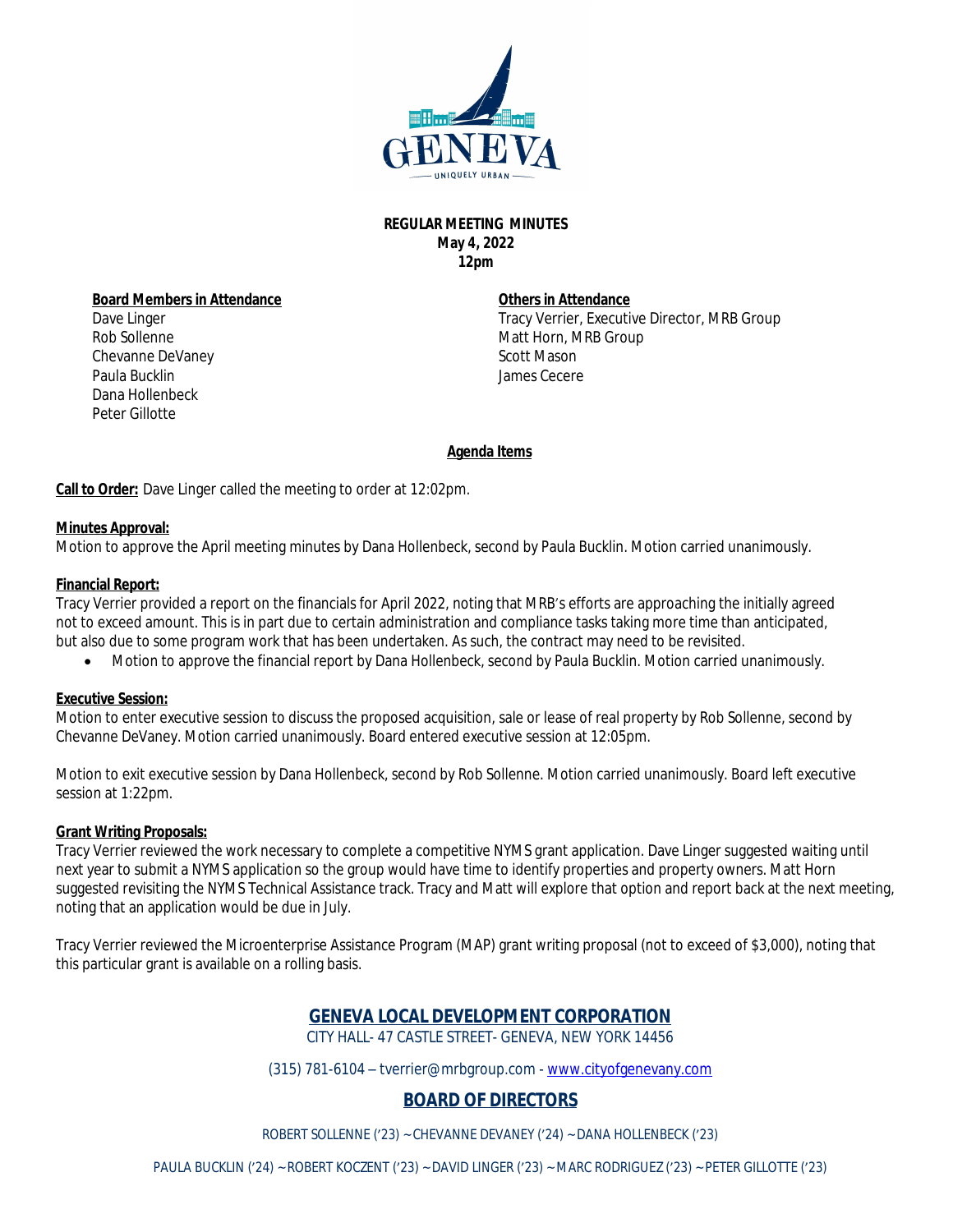GENEVA

UNIQUELY URBAN

**REGULAR MEETING MINUTES**
**May 4, 2022**
**12pm**

**Board Members in Attendance**

Dave Linger
Rob Sollenne
Chevanne DeVaney
Paula Bucklin
Dana Hollenbeck
Peter Gillotte

**Others in Attendance**

Tracy Verrier, Executive Director, MRB Group
Matt Horn, MRB Group
Scott Mason
James Cecere

**Agenda Items**

**Call to Order:** Dave Linger called the meeting to order at 12:02pm.

**Minutes Approval:**
Motion to approve the April meeting minutes by Dana Hollenbeck, second by Paula Bucklin. Motion carried unanimously.

**Financial Report:**
Tracy Verrier provided a report on the financials for April 2022, noting that MRB's efforts are approaching the initially agreed not to exceed amount. This is in part due to certain administration and compliance tasks taking more time than anticipated, but also due to some program work that has been undertaken. As such, the contract may need to be revisited.

- Motion to approve the financial report by Dana Hollenbeck, second by Paula Bucklin. Motion carried unanimously.

**Executive Session:**
Motion to enter executive session to discuss the proposed acquisition, sale or lease of real property by Rob Sollenne, second by Chevanne DeVaney. Motion carried unanimously. Board entered executive session at 12:05pm.

Motion to exit executive session by Dana Hollenbeck, second by Rob Sollenne. Motion carried unanimously. Board left executive session at 1:22pm.

**Grant Writing Proposals:**
Tracy Verrier reviewed the work necessary to complete a competitive NYMS grant application. Dave Linger suggested waiting until next year to submit a NYMS application so the group would have time to identify properties and property owners. Matt Horn suggested revisiting the NYMS Technical Assistance track. Tracy and Matt will explore that option and report back at the next meeting, noting that an application would be due in July.

Tracy Verrier reviewed the Microenterprise Assistance Program (MAP) grant writing proposal (not to exceed of $3,000), noting that this particular grant is available on a rolling basis.

**GENEVA LOCAL DEVELOPMENT CORPORATION**
CITY HALL- 47 CASTLE STREET- GENEVA, NEW YORK 14456

(315) 781-6104 – tverrier@mrbgroup.com - www.cityofgenevany.com

**BOARD OF DIRECTORS**

ROBERT SOLLENNE ('23) ~ CHEVANNE DEVANEY ('24) ~ DANA HOLLENBECK ('23)

PAULA BUCKLIN ('24) ~ ROBERT KOCZENT ('23) ~ DAVID LINGER ('23) ~ MARC RODRIGUEZ ('23) ~ PETER GILLOTTE ('23)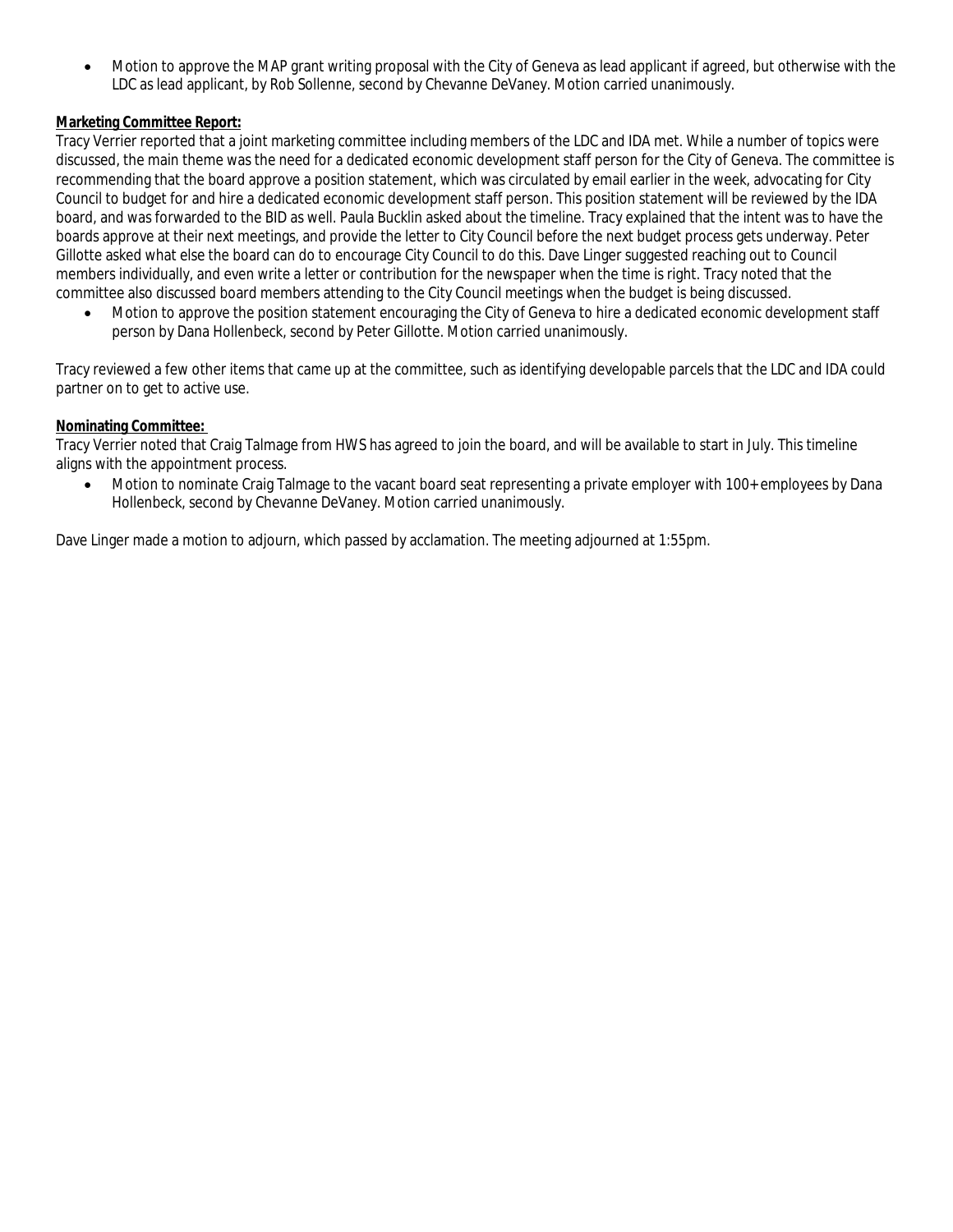- Motion to approve the MAP grant writing proposal with the City of Geneva as lead applicant if agreed, but otherwise with the LDC as lead applicant, by Rob Sollenne, second by Chevanne DeVaney. Motion carried unanimously.

**Marketing Committee Report:**

Tracy Verrier reported that a joint marketing committee including members of the LDC and IDA met. While a number of topics were discussed, the main theme was the need for a dedicated economic development staff person for the City of Geneva. The committee is recommending that the board approve a position statement, which was circulated by email earlier in the week, advocating for City Council to budget for and hire a dedicated economic development staff person. This position statement will be reviewed by the IDA board, and was forwarded to the BID as well. Paula Bucklin asked about the timeline. Tracy explained that the intent was to have the boards approve at their next meetings, and provide the letter to City Council before the next budget process gets underway. Peter Gillotte asked what else the board can do to encourage City Council to do this. Dave Linger suggested reaching out to Council members individually, and even write a letter or contribution for the newspaper when the time is right. Tracy noted that the committee also discussed board members attending to the City Council meetings when the budget is being discussed.

- Motion to approve the position statement encouraging the City of Geneva to hire a dedicated economic development staff person by Dana Hollenbeck, second by Peter Gillotte. Motion carried unanimously.

Tracy reviewed a few other items that came up at the committee, such as identifying developable parcels that the LDC and IDA could partner on to get to active use.

**Nominating Committee:**

Tracy Verrier noted that Craig Talmage from HWS has agreed to join the board, and will be available to start in July. This timeline aligns with the appointment process.

- Motion to nominate Craig Talmage to the vacant board seat representing a private employer with 100+ employees by Dana Hollenbeck, second by Chevanne DeVaney. Motion carried unanimously.

Dave Linger made a motion to adjourn, which passed by acclamation. The meeting adjourned at 1:55pm.